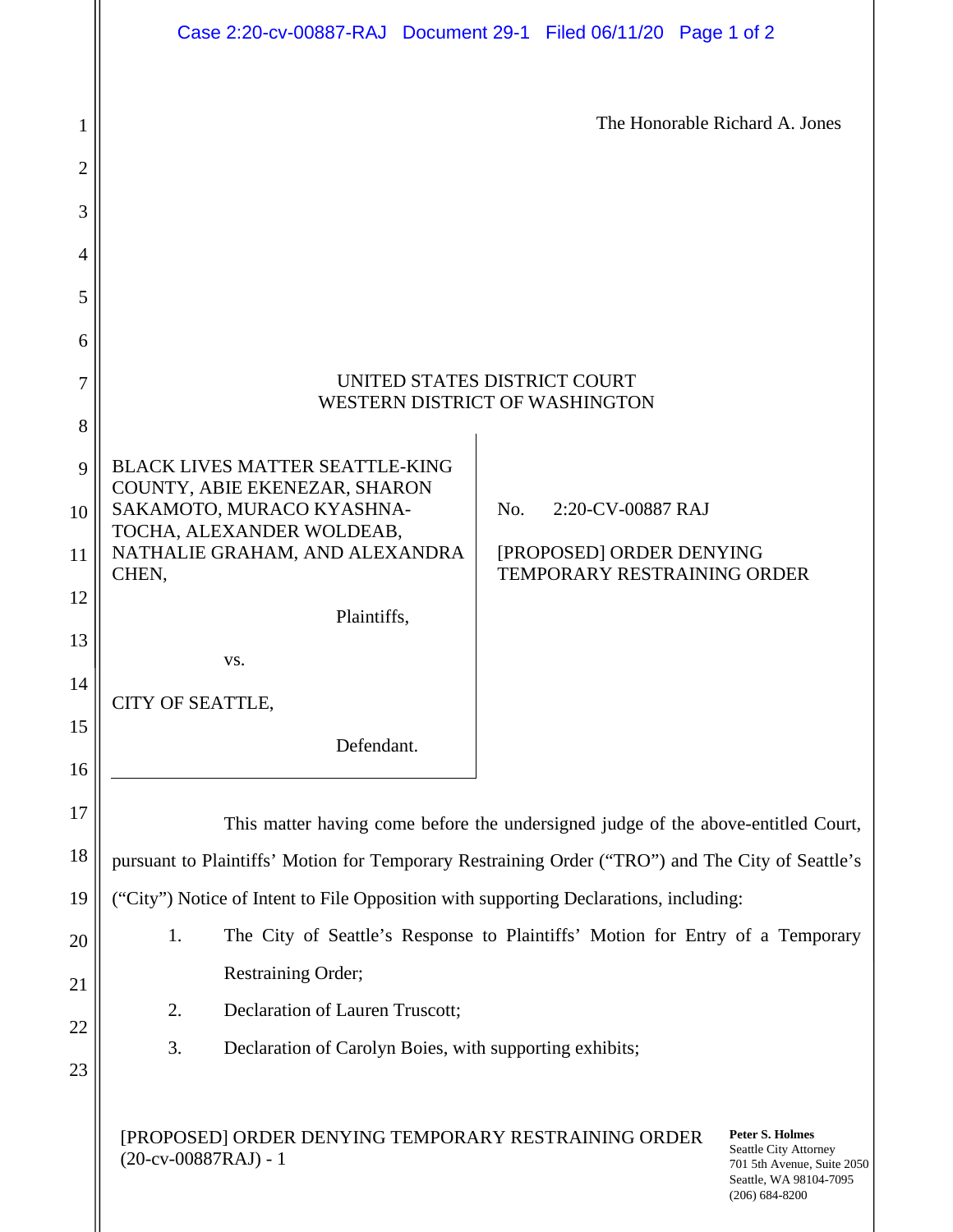The Honorable Richard A. Jones

UNITED STATES DISTRICT COURT
WESTERN DISTRICT OF WASHINGTON

BLACK LIVES MATTER SEATTLE-KING COUNTY, ABIE EKENEZAR, SHARON SAKAMOTO, MURACO KYASHNA-TOCHA, ALEXANDER WOLDEAB, NATHALIE GRAHAM, AND ALEXANDRA CHEN,

Plaintiffs,

vs.

CITY OF SEATTLE,

Defendant.

No. 2:20-CV-00887 RAJ

[PROPOSED] ORDER DENYING TEMPORARY RESTRAINING ORDER

This matter having come before the undersigned judge of the above-entitled Court, pursuant to Plaintiffs' Motion for Temporary Restraining Order ("TRO") and The City of Seattle's ("City") Notice of Intent to File Opposition with supporting Declarations, including:

1. The City of Seattle's Response to Plaintiffs' Motion for Entry of a Temporary Restraining Order;
2. Declaration of Lauren Truscott;
3. Declaration of Carolyn Boies, with supporting exhibits;

[PROPOSED] ORDER DENYING TEMPORARY RESTRAINING ORDER (20-cv-00887RAJ) - 1

**Peter S. Holmes**
Seattle City Attorney
701 5th Avenue, Suite 2050
Seattle, WA 98104-7095
(206) 684-8200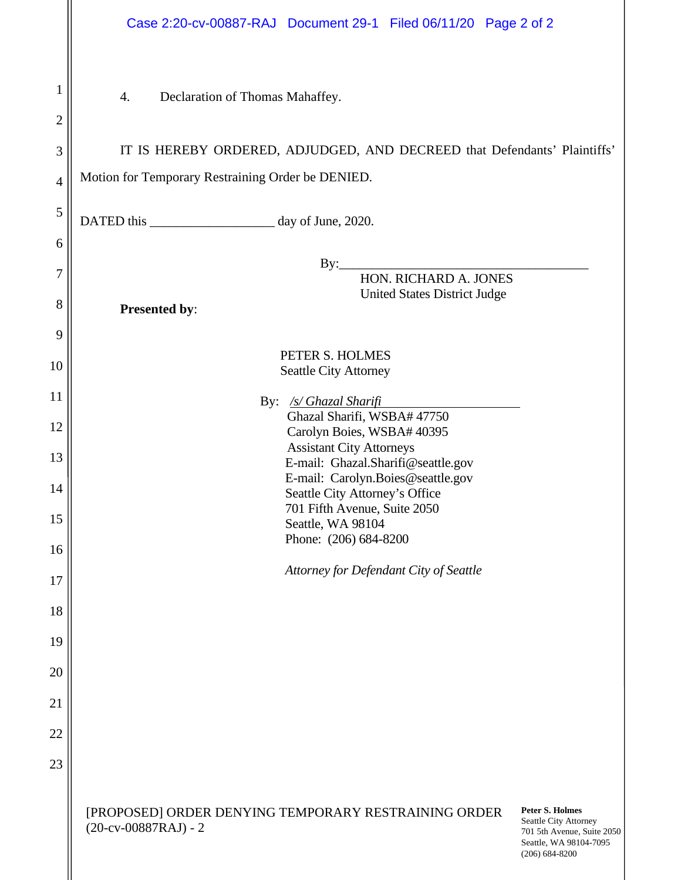4. Declaration of Thomas Mahaffey.

IT IS HEREBY ORDERED, ADJUDGED, AND DECREED that Defendants' Plaintiffs' Motion for Temporary Restraining Order be DENIED.

DATED this __________________ day of June, 2020.

By:_____________________________________
HON. RICHARD A. JONES
United States District Judge

**Presented by**:

PETER S. HOLMES
Seattle City Attorney

By: */s/ Ghazal Sharifi*
Ghazal Sharifi, WSBA# 47750
Carolyn Boies, WSBA# 40395
Assistant City Attorneys
E-mail: Ghazal.Sharifi@seattle.gov
E-mail: Carolyn.Boies@seattle.gov
Seattle City Attorney's Office
701 Fifth Avenue, Suite 2050
Seattle, WA 98104
Phone: (206) 684-8200

*Attorney for Defendant City of Seattle*

[PROPOSED] ORDER DENYING TEMPORARY RESTRAINING ORDER (20-cv-00887RAJ) - 2

**Peter S. Holmes**
Seattle City Attorney
701 5th Avenue, Suite 2050
Seattle, WA 98104-7095
(206) 684-8200